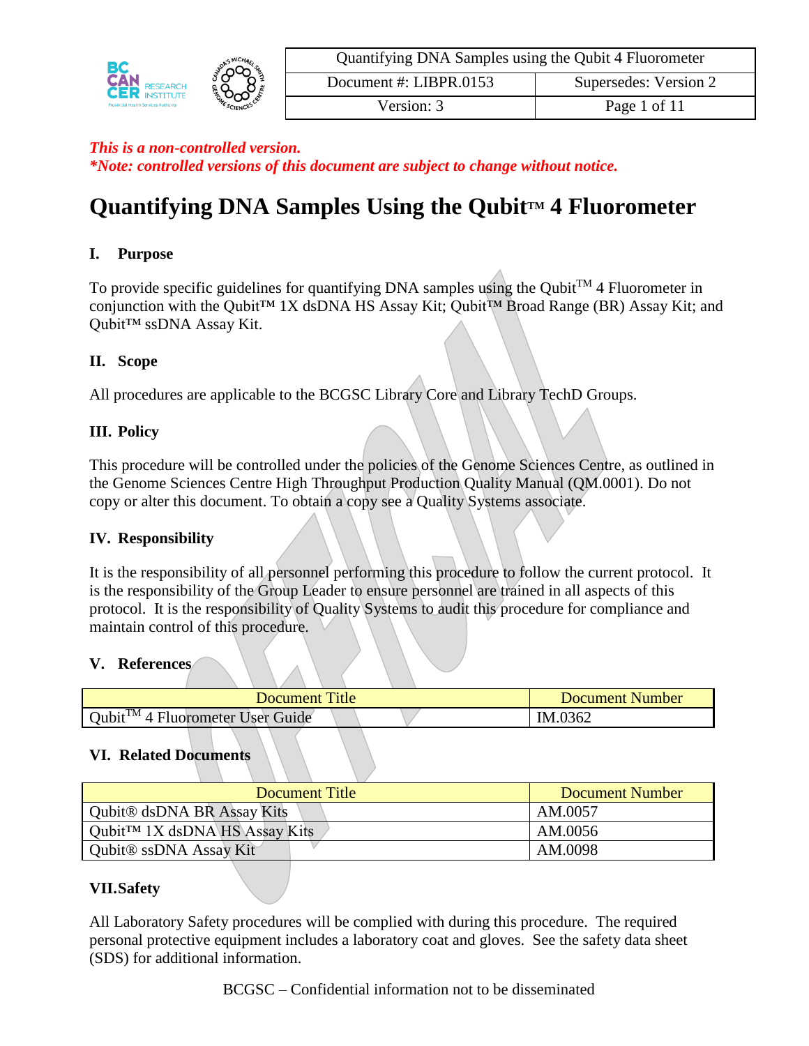*This is a non-controlled version.*
*\*Note: controlled versions of this document are subject to change without notice.*

# Quantifying DNA Samples Using the Qubit™ 4 Fluorometer

## I. Purpose

To provide specific guidelines for quantifying DNA samples using the Qubit™ 4 Fluorometer in conjunction with the Qubit™ 1X dsDNA HS Assay Kit; Qubit™ Broad Range (BR) Assay Kit; and Qubit™ ssDNA Assay Kit.

## II. Scope

All procedures are applicable to the BCGSC Library Core and Library TechD Groups.

## III. Policy

This procedure will be controlled under the policies of the Genome Sciences Centre, as outlined in the Genome Sciences Centre High Throughput Production Quality Manual (QM.0001). Do not copy or alter this document. To obtain a copy see a Quality Systems associate.

## IV. Responsibility

It is the responsibility of all personnel performing this procedure to follow the current protocol. It is the responsibility of the Group Leader to ensure personnel are trained in all aspects of this protocol. It is the responsibility of Quality Systems to audit this procedure for compliance and maintain control of this procedure.

## V. References

| Document Title | Document Number |
|---|---|
| Qubit™ 4 Fluorometer User Guide | IM.0362 |

## VI. Related Documents

| Document Title | Document Number |
|---|---|
| Qubit® dsDNA BR Assay Kits | AM.0057 |
| Qubit™ 1X dsDNA HS Assay Kits | AM.0056 |
| Qubit® ssDNA Assay Kit | AM.0098 |

## VII. Safety

All Laboratory Safety procedures will be complied with during this procedure. The required personal protective equipment includes a laboratory coat and gloves. See the safety data sheet (SDS) for additional information.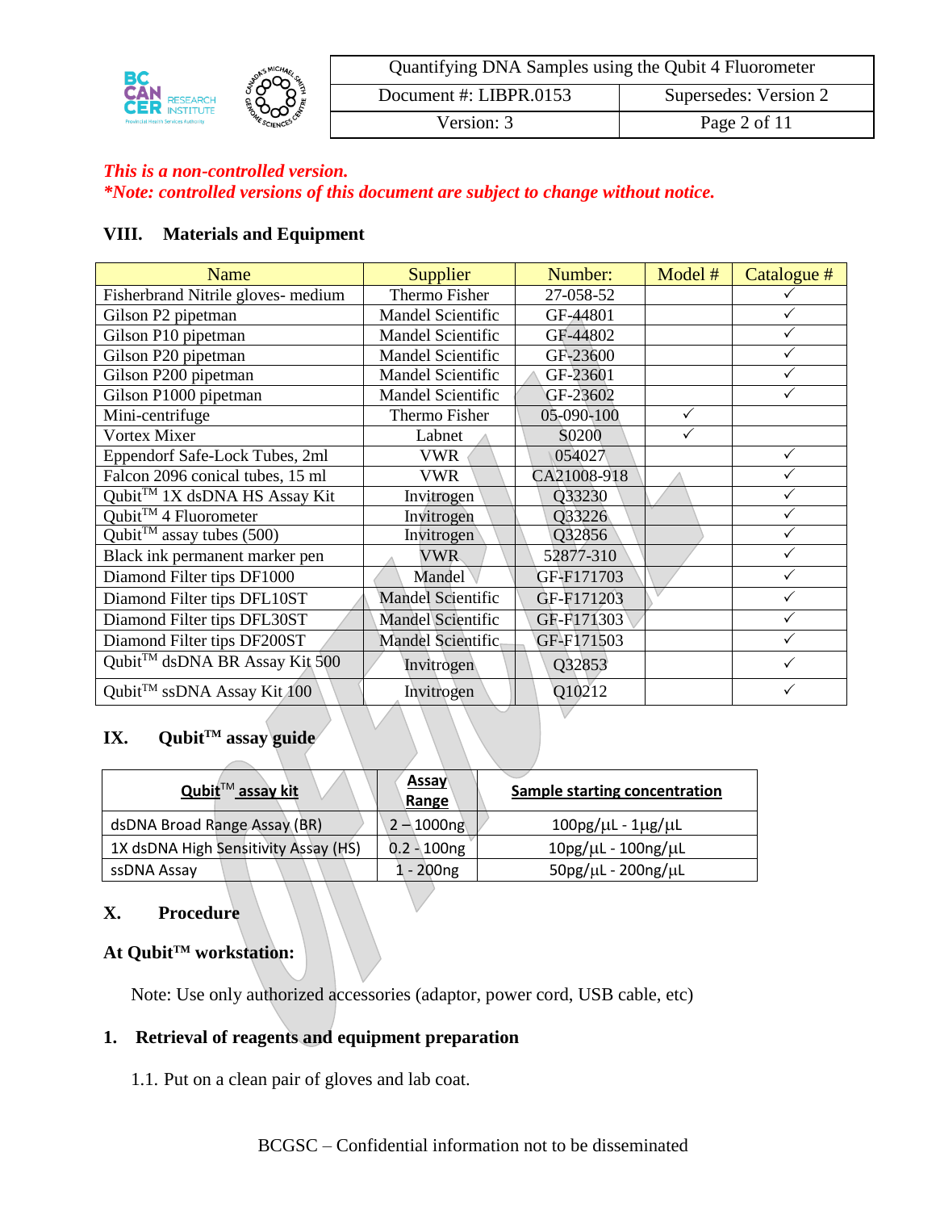*This is a non-controlled version.*
***Note: controlled versions of this document are subject to change without notice.***

## VIII. Materials and Equipment

| Name | Supplier | Number: | Model # | Catalogue # |
|---|---|---|---|---|
| Fisherbrand Nitrile gloves- medium | Thermo Fisher | 27-058-52 | | ✓ |
| Gilson P2 pipetman | Mandel Scientific | GF-44801 | | ✓ |
| Gilson P10 pipetman | Mandel Scientific | GF-44802 | | ✓ |
| Gilson P20 pipetman | Mandel Scientific | GF-23600 | | ✓ |
| Gilson P200 pipetman | Mandel Scientific | GF-23601 | | ✓ |
| Gilson P1000 pipetman | Mandel Scientific | GF-23602 | | ✓ |
| Mini-centrifuge | Thermo Fisher | 05-090-100 | ✓ | |
| Vortex Mixer | Labnet | S0200 | ✓ | |
| Eppendorf Safe-Lock Tubes, 2ml | VWR | 054027 | | ✓ |
| Falcon 2096 conical tubes, 15 ml | VWR | CA21008-918 | | ✓ |
| Qubit™ 1X dsDNA HS Assay Kit | Invitrogen | Q33230 | | ✓ |
| Qubit™ 4 Fluorometer | Invitrogen | Q33226 | | ✓ |
| Qubit™ assay tubes (500) | Invitrogen | Q32856 | | ✓ |
| Black ink permanent marker pen | VWR | 52877-310 | | ✓ |
| Diamond Filter tips DF1000 | Mandel | GF-F171703 | | ✓ |
| Diamond Filter tips DFL10ST | Mandel Scientific | GF-F171203 | | ✓ |
| Diamond Filter tips DFL30ST | Mandel Scientific | GF-F171303 | | ✓ |
| Diamond Filter tips DF200ST | Mandel Scientific | GF-F171503 | | ✓ |
| Qubit™ dsDNA BR Assay Kit 500 | Invitrogen | Q32853 | | ✓ |
| Qubit™ ssDNA Assay Kit 100 | Invitrogen | Q10212 | | ✓ |

## IX. Qubit™ assay guide

| Qubit™ assay kit | Assay Range | Sample starting concentration |
|---|---|---|
| dsDNA Broad Range Assay (BR) | 2 – 1000ng | 100pg/µL - 1µg/µL |
| 1X dsDNA High Sensitivity Assay (HS) | 0.2 - 100ng | 10pg/µL - 100ng/µL |
| ssDNA Assay | 1 - 200ng | 50pg/µL - 200ng/µL |

## X. Procedure

### At Qubit™ workstation:

Note: Use only authorized accessories (adaptor, power cord, USB cable, etc)

### 1. Retrieval of reagents and equipment preparation

1.1. Put on a clean pair of gloves and lab coat.

BCGSC – Confidential information not to be disseminated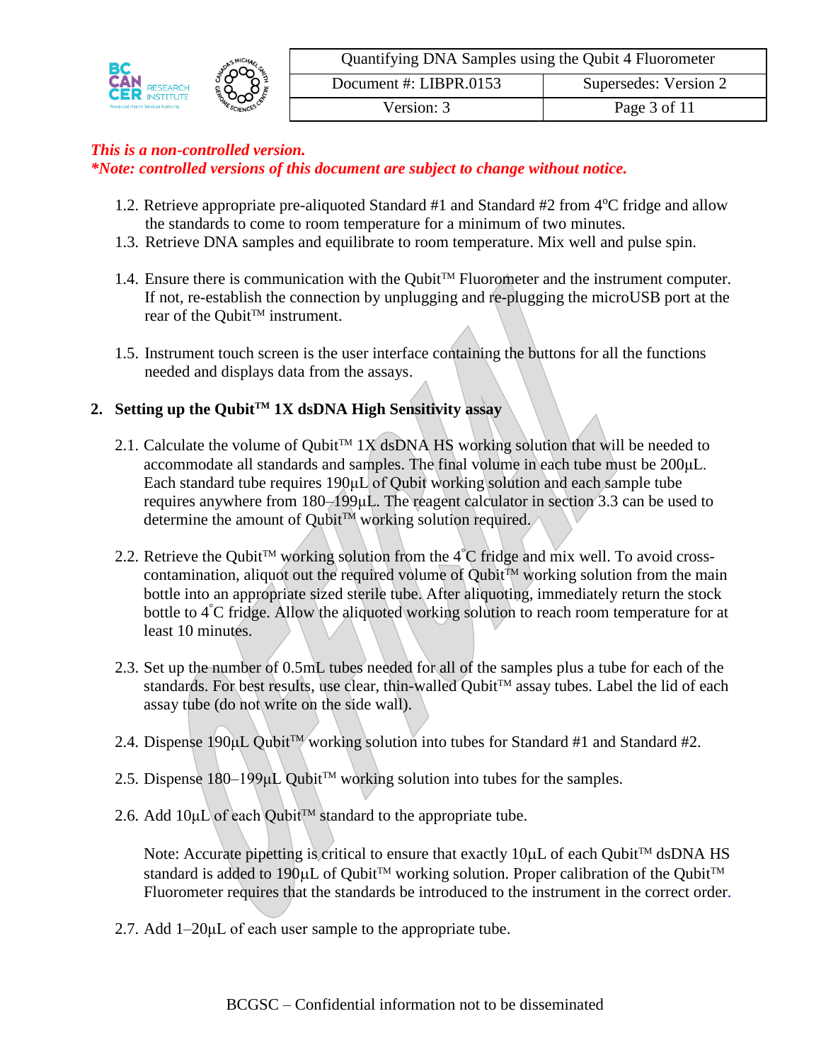*This is a non-controlled version.*
*\*Note: controlled versions of this document are subject to change without notice.*

1.2. Retrieve appropriate pre-aliquoted Standard #1 and Standard #2 from 4°C fridge and allow the standards to come to room temperature for a minimum of two minutes.

1.3. Retrieve DNA samples and equilibrate to room temperature. Mix well and pulse spin.

1.4. Ensure there is communication with the Qubit™ Fluorometer and the instrument computer. If not, re-establish the connection by unplugging and re-plugging the microUSB port at the rear of the Qubit™ instrument.

1.5. Instrument touch screen is the user interface containing the buttons for all the functions needed and displays data from the assays.

## 2. Setting up the Qubit™ 1X dsDNA High Sensitivity assay

2.1. Calculate the volume of Qubit™ 1X dsDNA HS working solution that will be needed to accommodate all standards and samples. The final volume in each tube must be 200µL. Each standard tube requires 190µL of Qubit working solution and each sample tube requires anywhere from 180–199µL. The reagent calculator in section 3.3 can be used to determine the amount of Qubit™ working solution required.

2.2. Retrieve the Qubit™ working solution from the 4°C fridge and mix well. To avoid cross-contamination, aliquot out the required volume of Qubit™ working solution from the main bottle into an appropriate sized sterile tube. After aliquoting, immediately return the stock bottle to 4°C fridge. Allow the aliquoted working solution to reach room temperature for at least 10 minutes.

2.3. Set up the number of 0.5mL tubes needed for all of the samples plus a tube for each of the standards. For best results, use clear, thin-walled Qubit™ assay tubes. Label the lid of each assay tube (do not write on the side wall).

2.4. Dispense 190µL Qubit™ working solution into tubes for Standard #1 and Standard #2.

2.5. Dispense 180–199µL Qubit™ working solution into tubes for the samples.

2.6. Add 10µL of each Qubit™ standard to the appropriate tube.

Note: Accurate pipetting is critical to ensure that exactly 10µL of each Qubit™ dsDNA HS standard is added to 190µL of Qubit™ working solution. Proper calibration of the Qubit™ Fluorometer requires that the standards be introduced to the instrument in the correct order.

2.7. Add 1–20µL of each user sample to the appropriate tube.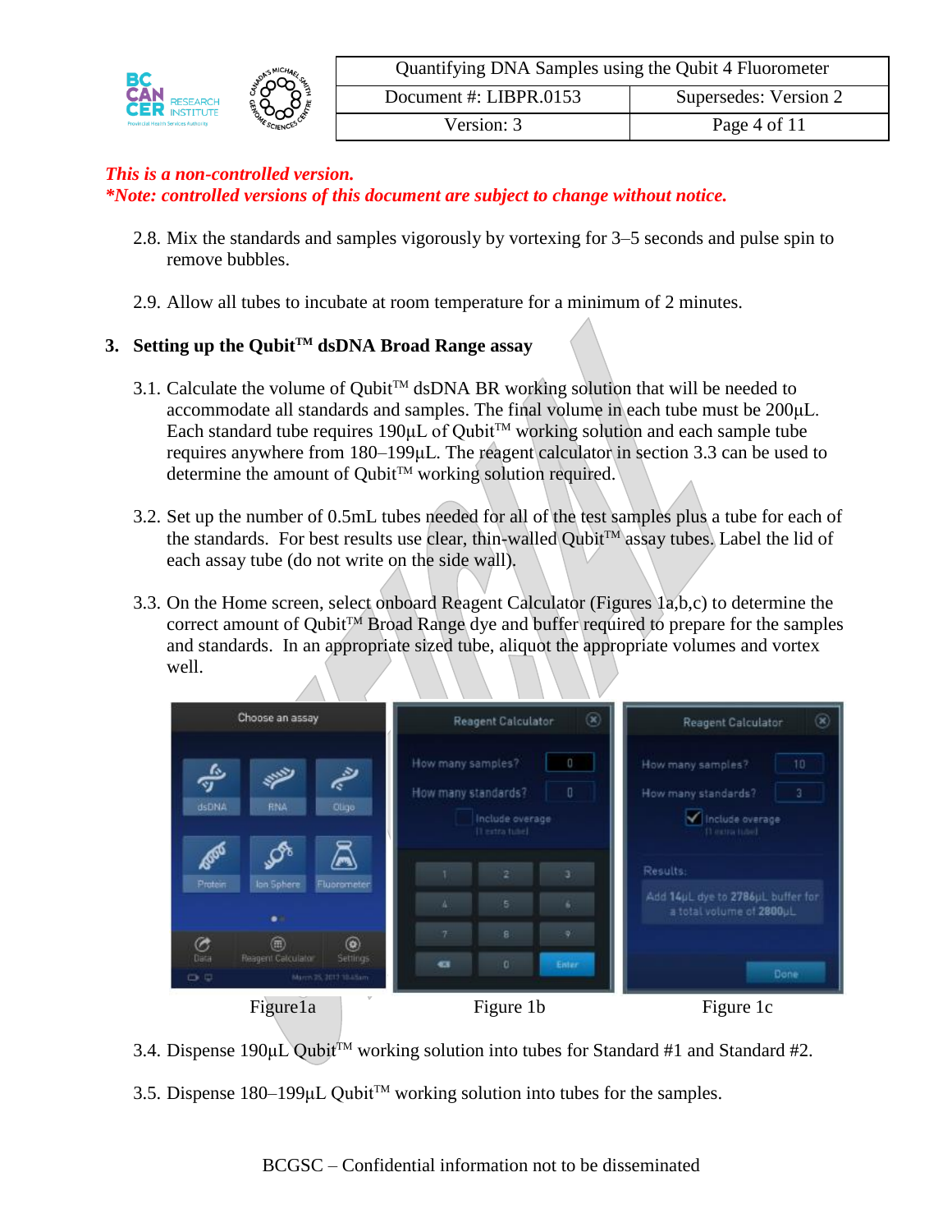*This is a non-controlled version.*
*\*Note: controlled versions of this document are subject to change without notice.*

2.8. Mix the standards and samples vigorously by vortexing for 3–5 seconds and pulse spin to remove bubbles.

2.9. Allow all tubes to incubate at room temperature for a minimum of 2 minutes.

## 3. Setting up the Qubit™ dsDNA Broad Range assay

3.1. Calculate the volume of Qubit™ dsDNA BR working solution that will be needed to accommodate all standards and samples. The final volume in each tube must be 200µL. Each standard tube requires 190µL of Qubit™ working solution and each sample tube requires anywhere from 180–199µL. The reagent calculator in section 3.3 can be used to determine the amount of Qubit™ working solution required.

3.2. Set up the number of 0.5mL tubes needed for all of the test samples plus a tube for each of the standards. For best results use clear, thin-walled Qubit™ assay tubes. Label the lid of each assay tube (do not write on the side wall).

3.3. On the Home screen, select onboard Reagent Calculator (Figures 1a,b,c) to determine the correct amount of Qubit™ Broad Range dye and buffer required to prepare for the samples and standards. In an appropriate sized tube, aliquot the appropriate volumes and vortex well.

Figure1a Figure 1b Figure 1c

3.4. Dispense 190µL Qubit™ working solution into tubes for Standard #1 and Standard #2.

3.5. Dispense 180–199µL Qubit™ working solution into tubes for the samples.

BCGSC – Confidential information not to be disseminated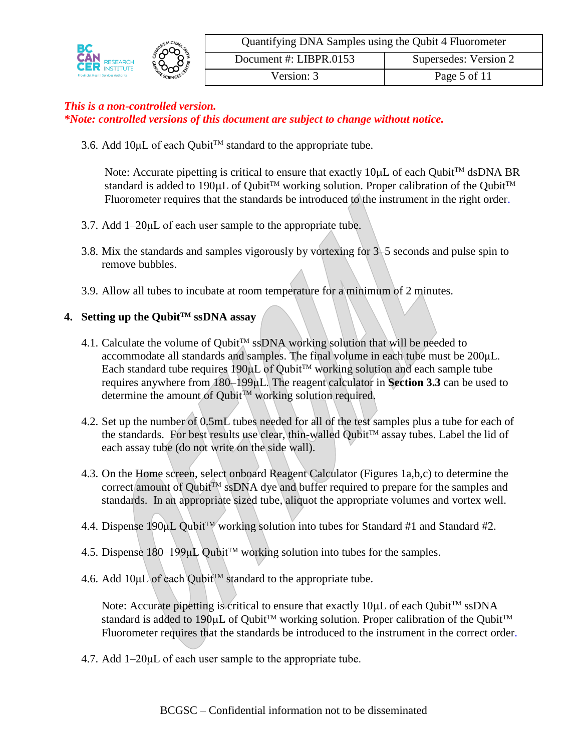*This is a non-controlled version.*
***Note: controlled versions of this document are subject to change without notice.***

3.6. Add 10µL of each Qubit™ standard to the appropriate tube.

Note: Accurate pipetting is critical to ensure that exactly 10µL of each Qubit™ dsDNA BR standard is added to 190µL of Qubit™ working solution. Proper calibration of the Qubit™ Fluorometer requires that the standards be introduced to the instrument in the right order.

3.7. Add 1–20µL of each user sample to the appropriate tube.

3.8. Mix the standards and samples vigorously by vortexing for 3–5 seconds and pulse spin to remove bubbles.

3.9. Allow all tubes to incubate at room temperature for a minimum of 2 minutes.

## 4. Setting up the Qubit™ ssDNA assay

4.1. Calculate the volume of Qubit™ ssDNA working solution that will be needed to accommodate all standards and samples. The final volume in each tube must be 200µL. Each standard tube requires 190µL of Qubit™ working solution and each sample tube requires anywhere from 180–199µL. The reagent calculator in **Section 3.3** can be used to determine the amount of Qubit™ working solution required.

4.2. Set up the number of 0.5mL tubes needed for all of the test samples plus a tube for each of the standards. For best results use clear, thin-walled Qubit™ assay tubes. Label the lid of each assay tube (do not write on the side wall).

4.3. On the Home screen, select onboard Reagent Calculator (Figures 1a,b,c) to determine the correct amount of Qubit™ ssDNA dye and buffer required to prepare for the samples and standards. In an appropriate sized tube, aliquot the appropriate volumes and vortex well.

4.4. Dispense 190µL Qubit™ working solution into tubes for Standard #1 and Standard #2.

4.5. Dispense 180–199µL Qubit™ working solution into tubes for the samples.

4.6. Add 10µL of each Qubit™ standard to the appropriate tube.

Note: Accurate pipetting is critical to ensure that exactly 10µL of each Qubit™ ssDNA standard is added to 190µL of Qubit™ working solution. Proper calibration of the Qubit™ Fluorometer requires that the standards be introduced to the instrument in the correct order.

4.7. Add 1–20µL of each user sample to the appropriate tube.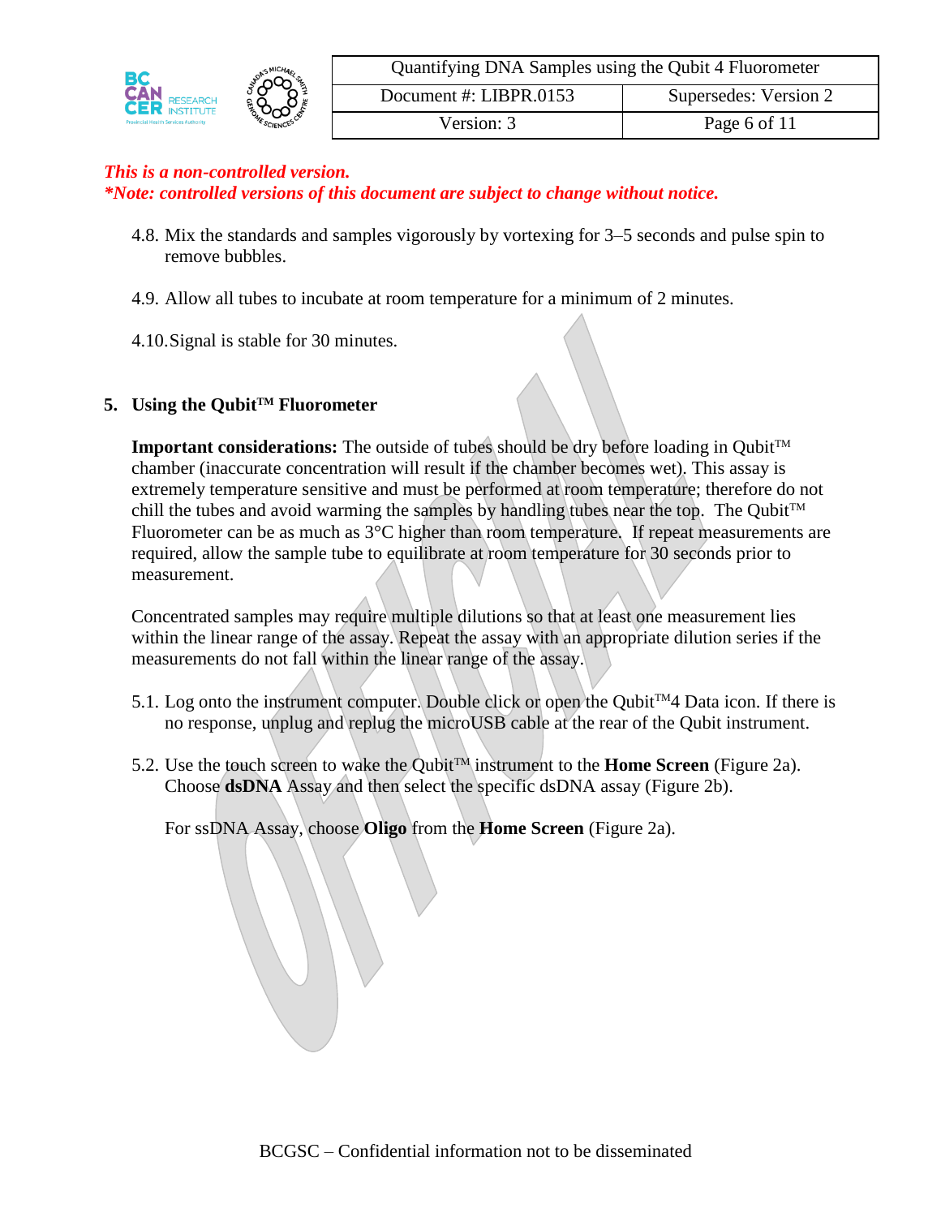*This is a non-controlled version.*
***Note: controlled versions of this document are subject to change without notice.***

4.8. Mix the standards and samples vigorously by vortexing for 3–5 seconds and pulse spin to remove bubbles.

4.9. Allow all tubes to incubate at room temperature for a minimum of 2 minutes.

4.10. Signal is stable for 30 minutes.

## 5. Using the Qubit™ Fluorometer

**Important considerations:** The outside of tubes should be dry before loading in Qubit™ chamber (inaccurate concentration will result if the chamber becomes wet). This assay is extremely temperature sensitive and must be performed at room temperature; therefore do not chill the tubes and avoid warming the samples by handling tubes near the top. The Qubit™ Fluorometer can be as much as 3°C higher than room temperature. If repeat measurements are required, allow the sample tube to equilibrate at room temperature for 30 seconds prior to measurement.

Concentrated samples may require multiple dilutions so that at least one measurement lies within the linear range of the assay. Repeat the assay with an appropriate dilution series if the measurements do not fall within the linear range of the assay.

5.1. Log onto the instrument computer. Double click or open the Qubit™4 Data icon. If there is no response, unplug and replug the microUSB cable at the rear of the Qubit instrument.

5.2. Use the touch screen to wake the Qubit™ instrument to the **Home Screen** (Figure 2a). Choose **dsDNA** Assay and then select the specific dsDNA assay (Figure 2b).

For ssDNA Assay, choose **Oligo** from the **Home Screen** (Figure 2a).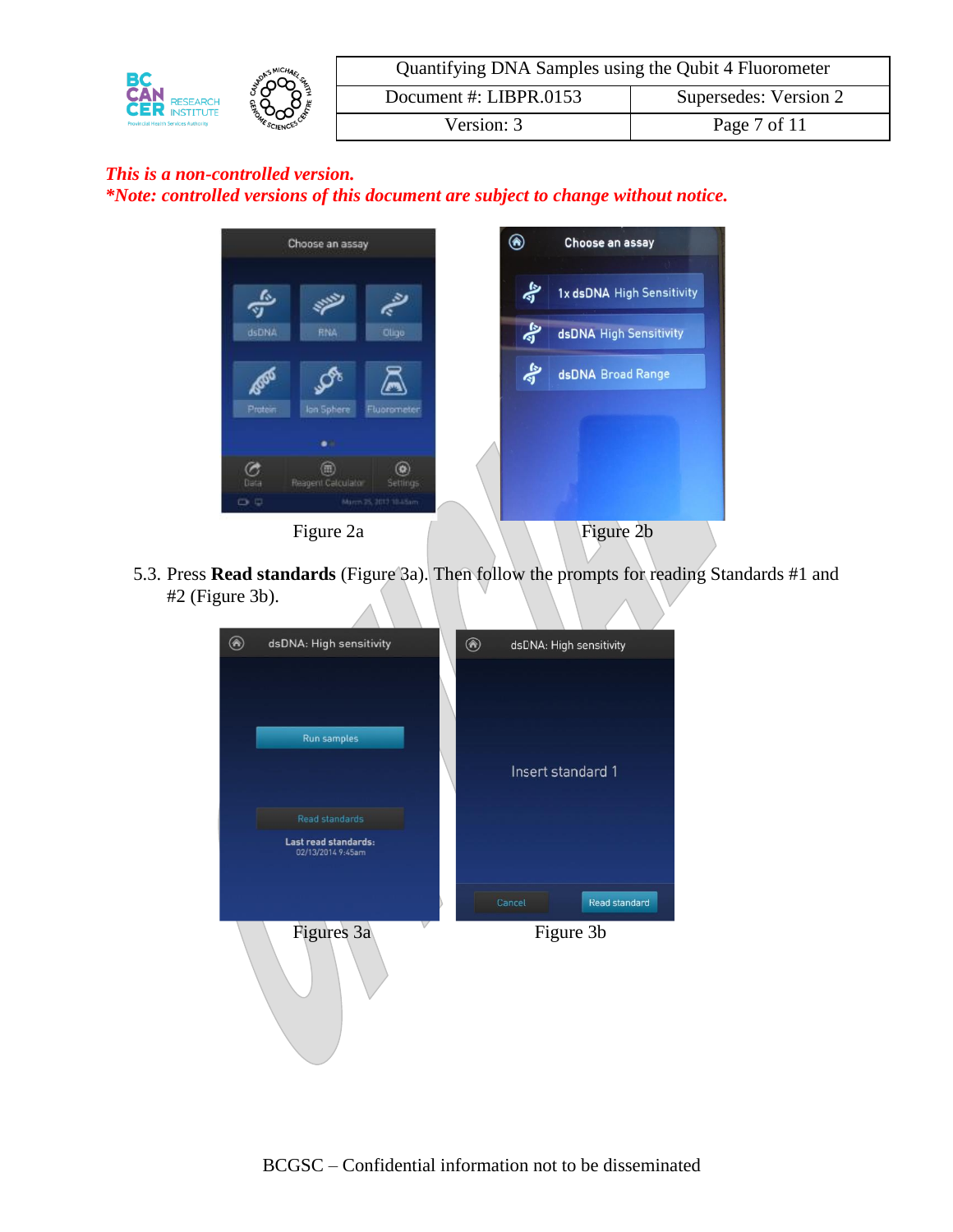*This is a non-controlled version.*
***Note: controlled versions of this document are subject to change without notice.***

Figure 2a

Figure 2b

5.3. Press **Read standards** (Figure 3a). Then follow the prompts for reading Standards #1 and #2 (Figure 3b).

Figures 3a

Figure 3b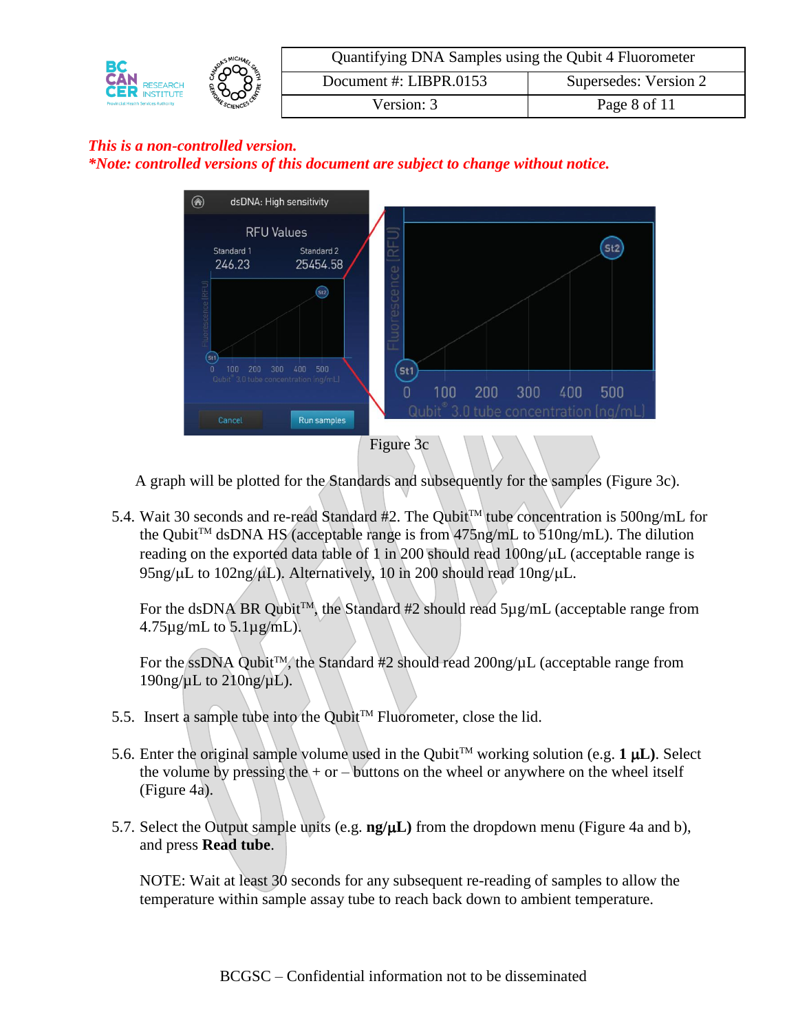*This is a non-controlled version.*
*\*Note: controlled versions of this document are subject to change without notice.*

Figure 3c

A graph will be plotted for the Standards and subsequently for the samples (Figure 3c).

5.4. Wait 30 seconds and re-read Standard #2. The Qubit™ tube concentration is 500ng/mL for the Qubit™ dsDNA HS (acceptable range is from 475ng/mL to 510ng/mL). The dilution reading on the exported data table of 1 in 200 should read 100ng/µL (acceptable range is 95ng/µL to 102ng/µL). Alternatively, 10 in 200 should read 10ng/µL.

For the dsDNA BR Qubit™, the Standard #2 should read 5µg/mL (acceptable range from 4.75µg/mL to 5.1µg/mL).

For the ssDNA Qubit™, the Standard #2 should read 200ng/µL (acceptable range from 190ng/µL to 210ng/µL).

5.5. Insert a sample tube into the Qubit™ Fluorometer, close the lid.

5.6. Enter the original sample volume used in the Qubit™ working solution (e.g. **1 µL)**. Select the volume by pressing the + or – buttons on the wheel or anywhere on the wheel itself (Figure 4a).

5.7. Select the Output sample units (e.g. **ng/µL)** from the dropdown menu (Figure 4a and b), and press **Read tube**.

NOTE: Wait at least 30 seconds for any subsequent re-reading of samples to allow the temperature within sample assay tube to reach back down to ambient temperature.

BCGSC – Confidential information not to be disseminated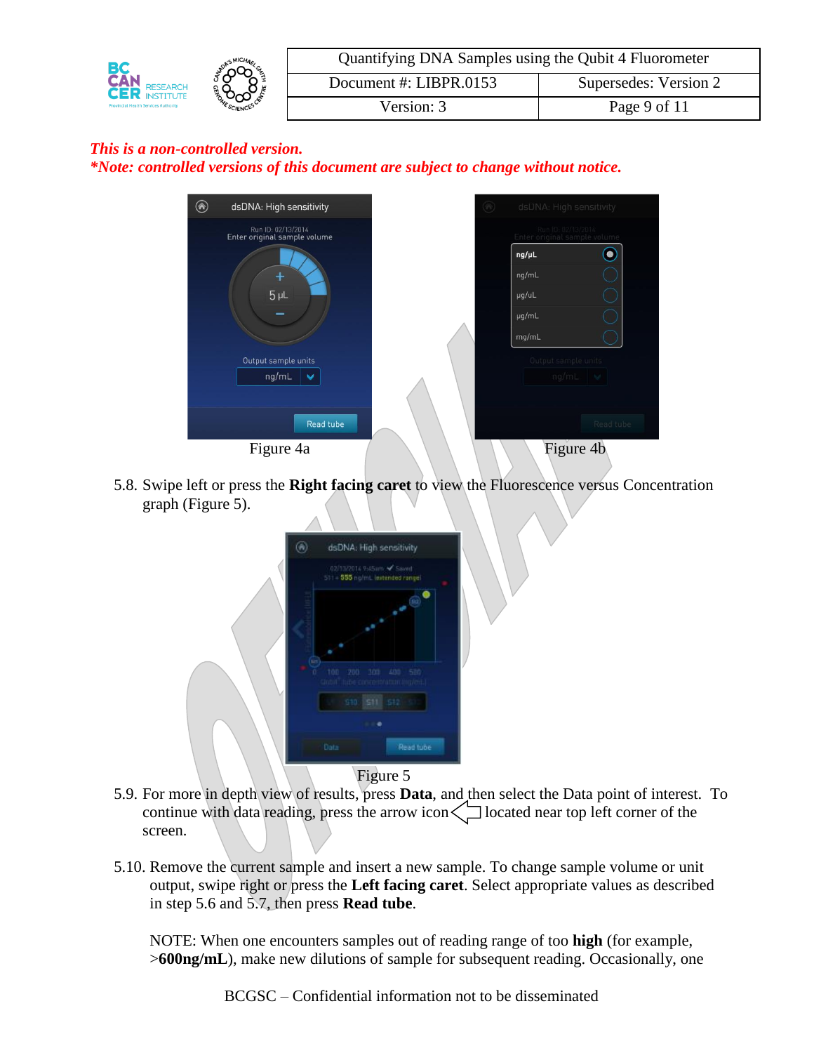*This is a non-controlled version.*
*\*Note: controlled versions of this document are subject to change without notice.*

Figure 4a

Figure 4b

5.8. Swipe left or press the **Right facing caret** to view the Fluorescence versus Concentration graph (Figure 5).

Figure 5

5.9. For more in depth view of results, press **Data**, and then select the Data point of interest. To continue with data reading, press the arrow icon located near top left corner of the screen.

5.10. Remove the current sample and insert a new sample. To change sample volume or unit output, swipe right or press the **Left facing caret**. Select appropriate values as described in step 5.6 and 5.7, then press **Read tube**.

NOTE: When one encounters samples out of reading range of too **high** (for example, >**600ng/mL**), make new dilutions of sample for subsequent reading. Occasionally, one

BCGSC – Confidential information not to be disseminated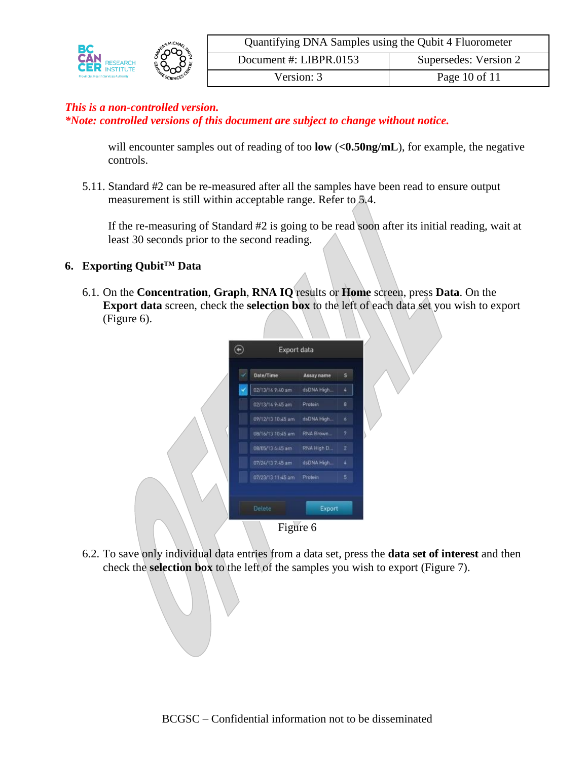*This is a non-controlled version.*
**_*Note: controlled versions of this document are subject to change without notice._**

will encounter samples out of reading of too **low** (**<0.50ng/mL**), for example, the negative controls.

5.11. Standard #2 can be re-measured after all the samples have been read to ensure output measurement is still within acceptable range. Refer to 5.4.

If the re-measuring of Standard #2 is going to be read soon after its initial reading, wait at least 30 seconds prior to the second reading.

## 6. Exporting Qubit™ Data

6.1. On the **Concentration**, **Graph**, **RNA IQ** results or **Home** screen, press **Data**. On the **Export data** screen, check the **selection box** to the left of each data set you wish to export (Figure 6).

Figure 6

6.2. To save only individual data entries from a data set, press the **data set of interest** and then check the **selection box** to the left of the samples you wish to export (Figure 7).

BCGSC – Confidential information not to be disseminated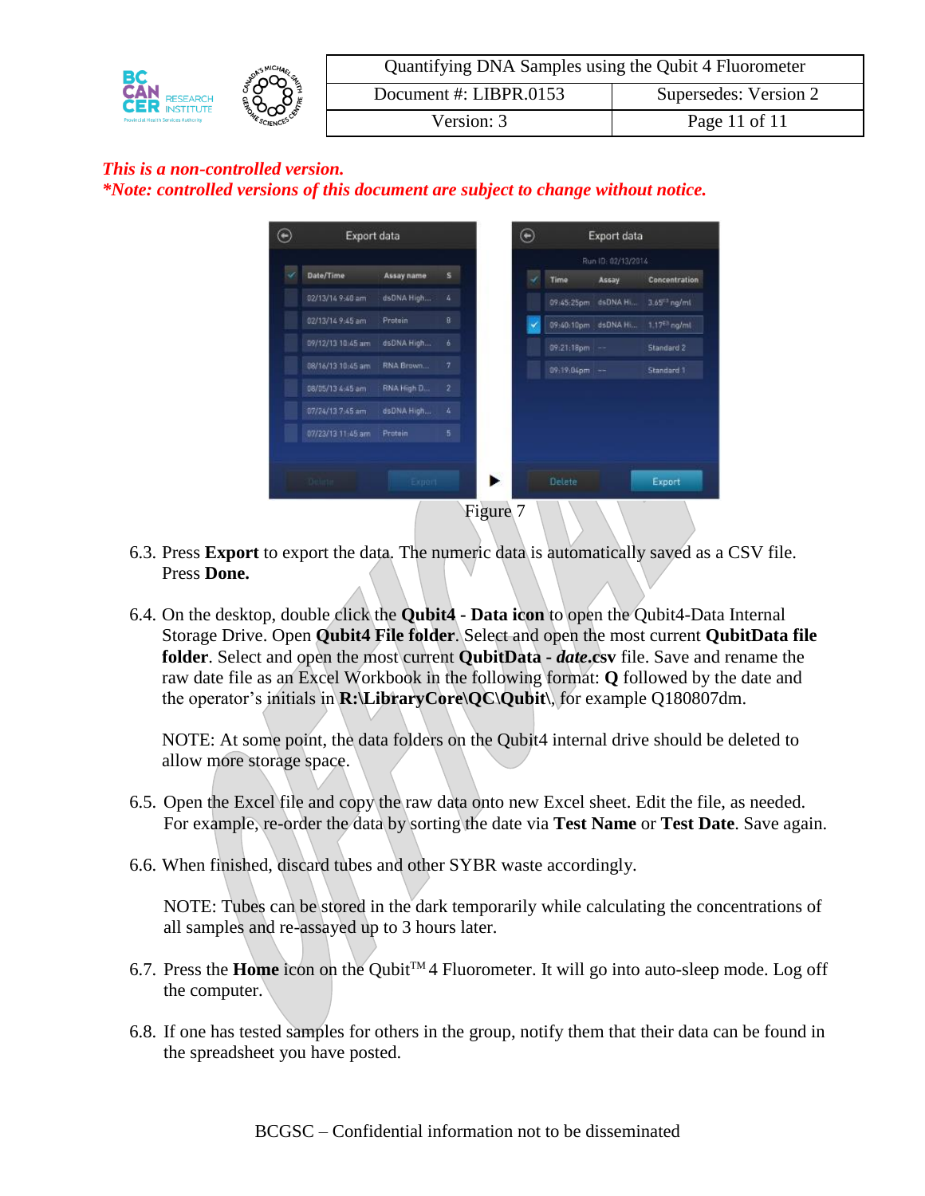*This is a non-controlled version.*
****Note: controlled versions of this document are subject to change without notice.***

Figure 7

6.3. Press **Export** to export the data. The numeric data is automatically saved as a CSV file. Press **Done.**

6.4. On the desktop, double click the **Qubit4 - Data icon** to open the Qubit4-Data Internal Storage Drive. Open **Qubit4 File folder**. Select and open the most current **QubitData file folder**. Select and open the most current **QubitData -** ***date*****.csv** file. Save and rename the raw date file as an Excel Workbook in the following format: **Q** followed by the date and the operator's initials in **R:\LibraryCore\QC\Qubit\**, for example Q180807dm.

NOTE: At some point, the data folders on the Qubit4 internal drive should be deleted to allow more storage space.

6.5. Open the Excel file and copy the raw data onto new Excel sheet. Edit the file, as needed. For example, re-order the data by sorting the date via **Test Name** or **Test Date**. Save again.

6.6. When finished, discard tubes and other SYBR waste accordingly.

NOTE: Tubes can be stored in the dark temporarily while calculating the concentrations of all samples and re-assayed up to 3 hours later.

6.7. Press the **Home** icon on the Qubit™ 4 Fluorometer. It will go into auto-sleep mode. Log off the computer.

6.8. If one has tested samples for others in the group, notify them that their data can be found in the spreadsheet you have posted.

BCGSC – Confidential information not to be disseminated